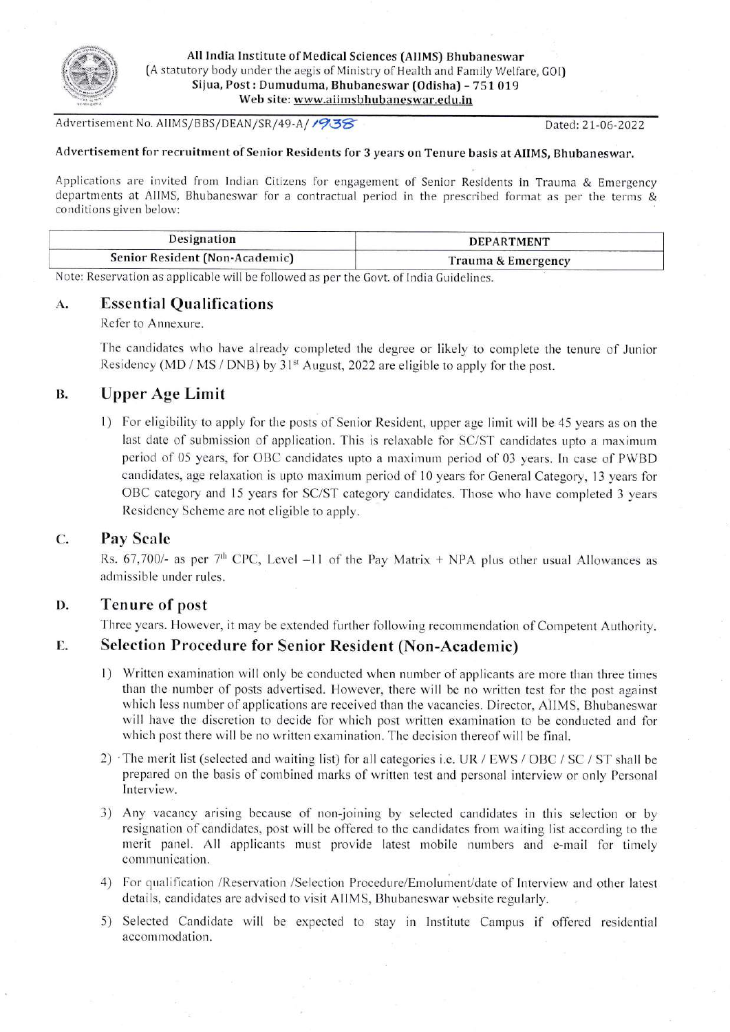**All India Institute of Medical Sciences (AIIMS) Bhubaneswar**
(A statutory body under the aegis of Ministry of Health and Family Welfare, GOI)
**Sijua, Post : Dumuduma, Bhubaneswar (Odisha) – 751 019**
**Web site: www.aiimsbhubaneswar.edu.in**

Advertisement No. AIIMS/BBS/DEAN/SR/49-A/ 1938 Dated: 21-06-2022

**Advertisement for recruitment of Senior Residents for 3 years on Tenure basis at AIIMS, Bhubaneswar.**

Applications are invited from Indian Citizens for engagement of Senior Residents in Trauma & Emergency departments at AIIMS, Bhubaneswar for a contractual period in the prescribed format as per the terms & conditions given below:

| Designation | DEPARTMENT |
| --- | --- |
| Senior Resident (Non-Academic) | Trauma & Emergency |

Note: Reservation as applicable will be followed as per the Govt. of India Guidelines.

## A. Essential Qualifications

Refer to Annexure.

The candidates who have already completed the degree or likely to complete the tenure of Junior Residency (MD / MS / DNB) by 31st August, 2022 are eligible to apply for the post.

## B. Upper Age Limit

1) For eligibility to apply for the posts of Senior Resident, upper age limit will be 45 years as on the last date of submission of application. This is relaxable for SC/ST candidates upto a maximum period of 05 years, for OBC candidates upto a maximum period of 03 years. In case of PWBD candidates, age relaxation is upto maximum period of 10 years for General Category, 13 years for OBC category and 15 years for SC/ST category candidates. Those who have completed 3 years Residency Scheme are not eligible to apply.

## C. Pay Scale

Rs. 67,700/- as per 7th CPC, Level –11 of the Pay Matrix + NPA plus other usual Allowances as admissible under rules.

## D. Tenure of post

Three years. However, it may be extended further following recommendation of Competent Authority.

## E. Selection Procedure for Senior Resident (Non-Academic)

1) Written examination will only be conducted when number of applicants are more than three times than the number of posts advertised. However, there will be no written test for the post against which less number of applications are received than the vacancies. Director, AIIMS, Bhubaneswar will have the discretion to decide for which post written examination to be conducted and for which post there will be no written examination. The decision thereof will be final.

2) The merit list (selected and waiting list) for all categories i.e. UR / EWS / OBC / SC / ST shall be prepared on the basis of combined marks of written test and personal interview or only Personal Interview.

3) Any vacancy arising because of non-joining by selected candidates in this selection or by resignation of candidates, post will be offered to the candidates from waiting list according to the merit panel. All applicants must provide latest mobile numbers and e-mail for timely communication.

4) For qualification /Reservation /Selection Procedure/Emolument/date of Interview and other latest details, candidates are advised to visit AIIMS, Bhubaneswar website regularly.

5) Selected Candidate will be expected to stay in Institute Campus if offered residential accommodation.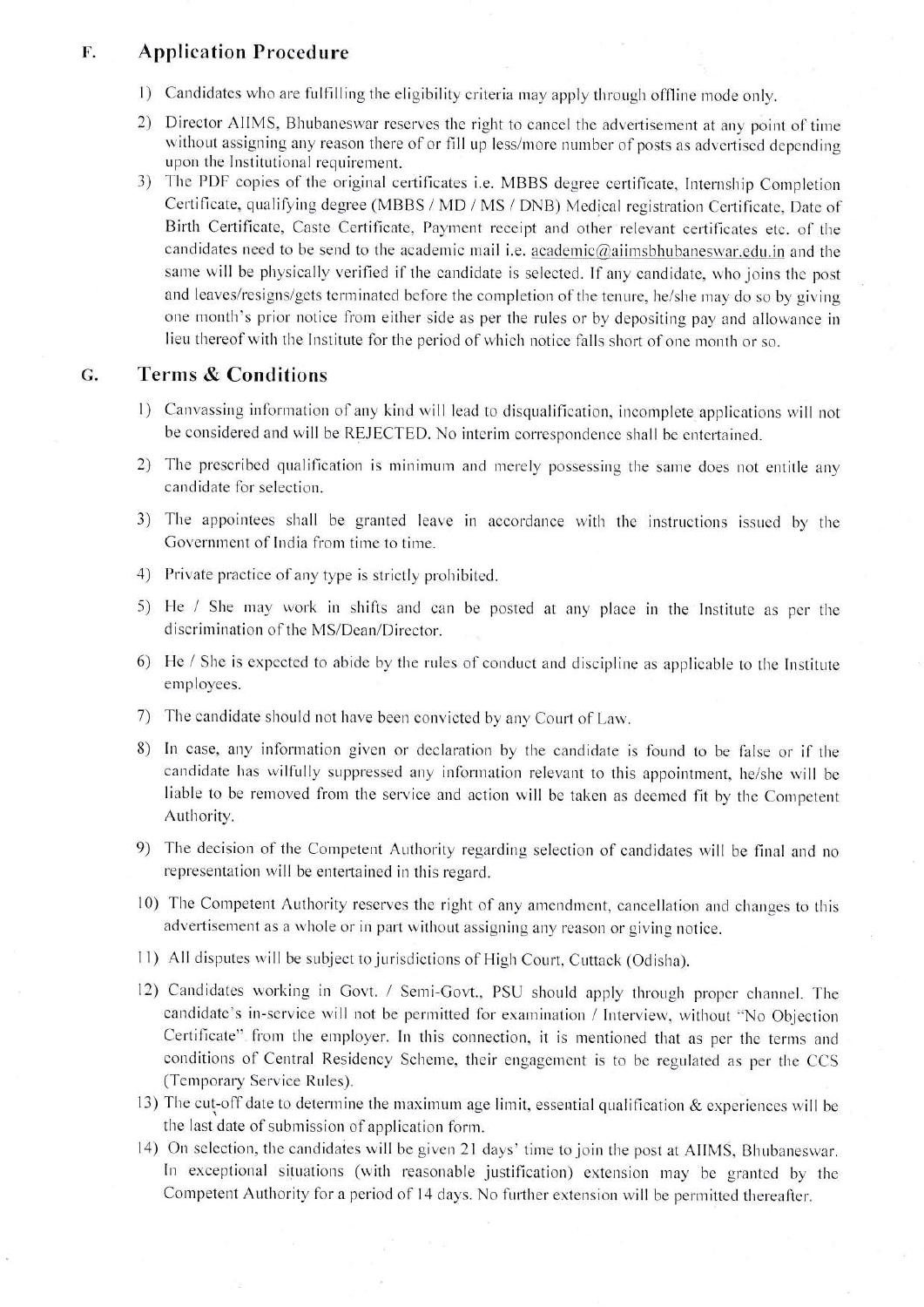## F. Application Procedure

1) Candidates who are fulfilling the eligibility criteria may apply through offline mode only.
2) Director AIIMS, Bhubaneswar reserves the right to cancel the advertisement at any point of time without assigning any reason there of or fill up less/more number of posts as advertised depending upon the Institutional requirement.
3) The PDF copies of the original certificates i.e. MBBS degree certificate, Internship Completion Certificate, qualifying degree (MBBS / MD / MS / DNB) Medical registration Certificate, Date of Birth Certificate, Caste Certificate, Payment receipt and other relevant certificates etc. of the candidates need to be send to the academic mail i.e. academic@aiimsbhubaneswar.edu.in and the same will be physically verified if the candidate is selected. If any candidate, who joins the post and leaves/resigns/gets terminated before the completion of the tenure, he/she may do so by giving one month's prior notice from either side as per the rules or by depositing pay and allowance in lieu thereof with the Institute for the period of which notice falls short of one month or so.

## G. Terms & Conditions

1) Canvassing information of any kind will lead to disqualification, incomplete applications will not be considered and will be REJECTED. No interim correspondence shall be entertained.
2) The prescribed qualification is minimum and merely possessing the same does not entitle any candidate for selection.
3) The appointees shall be granted leave in accordance with the instructions issued by the Government of India from time to time.
4) Private practice of any type is strictly prohibited.
5) He / She may work in shifts and can be posted at any place in the Institute as per the discrimination of the MS/Dean/Director.
6) He / She is expected to abide by the rules of conduct and discipline as applicable to the Institute employees.
7) The candidate should not have been convicted by any Court of Law.
8) In case, any information given or declaration by the candidate is found to be false or if the candidate has wilfully suppressed any information relevant to this appointment, he/she will be liable to be removed from the service and action will be taken as deemed fit by the Competent Authority.
9) The decision of the Competent Authority regarding selection of candidates will be final and no representation will be entertained in this regard.
10) The Competent Authority reserves the right of any amendment, cancellation and changes to this advertisement as a whole or in part without assigning any reason or giving notice.
11) All disputes will be subject to jurisdictions of High Court, Cuttack (Odisha).
12) Candidates working in Govt. / Semi-Govt., PSU should apply through proper channel. The candidate's in-service will not be permitted for examination / Interview, without "No Objection Certificate" from the employer. In this connection, it is mentioned that as per the terms and conditions of Central Residency Scheme, their engagement is to be regulated as per the CCS (Temporary Service Rules).
13) The cut-off date to determine the maximum age limit, essential qualification & experiences will be the last date of submission of application form.
14) On selection, the candidates will be given 21 days' time to join the post at AIIMS, Bhubaneswar. In exceptional situations (with reasonable justification) extension may be granted by the Competent Authority for a period of 14 days. No further extension will be permitted thereafter.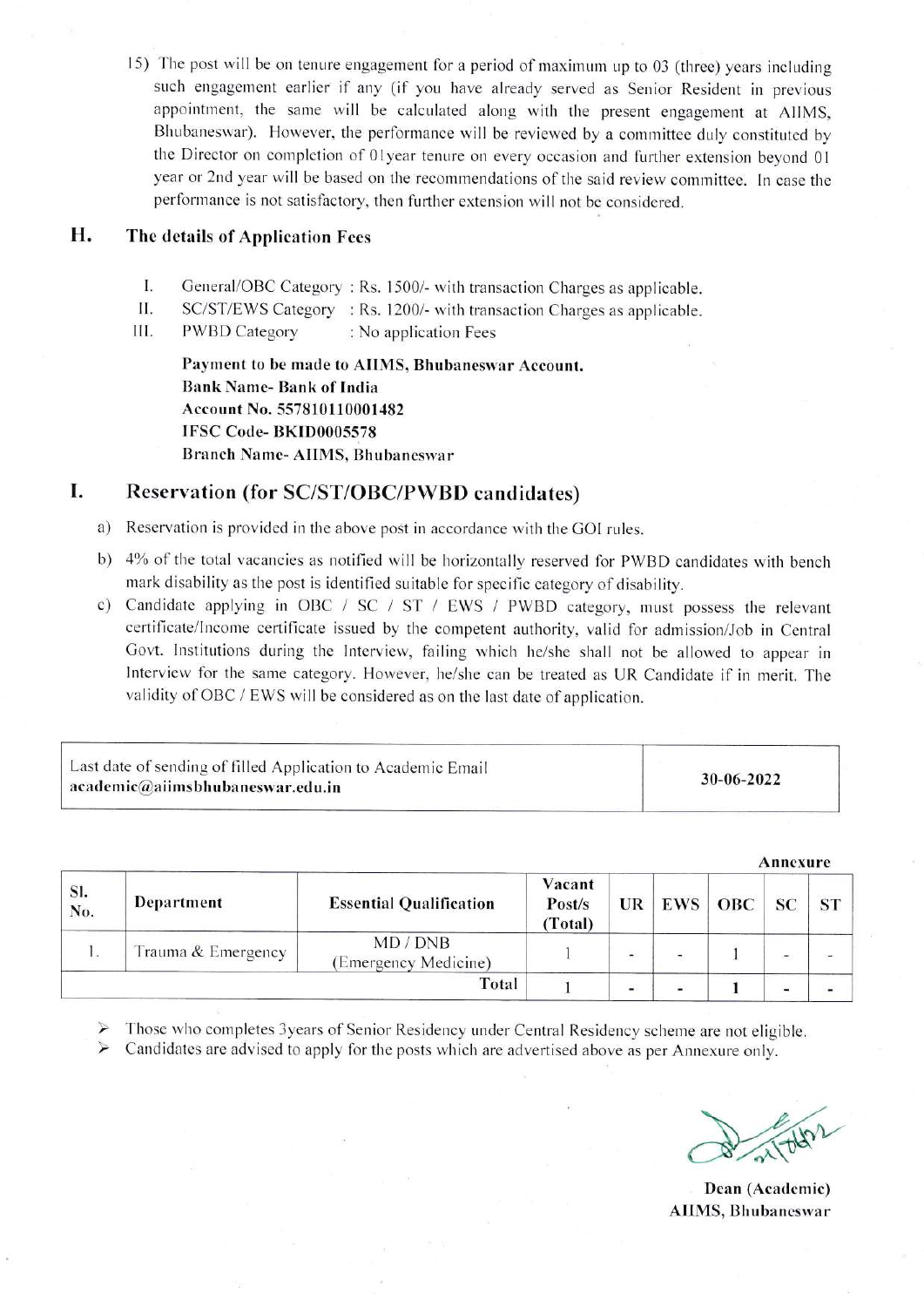15) The post will be on tenure engagement for a period of maximum up to 03 (three) years including such engagement earlier if any (if you have already served as Senior Resident in previous appointment, the same will be calculated along with the present engagement at AIIMS, Bhubaneswar). However, the performance will be reviewed by a committee duly constituted by the Director on completion of 01year tenure on every occasion and further extension beyond 01 year or 2nd year will be based on the recommendations of the said review committee. In case the performance is not satisfactory, then further extension will not be considered.

## H. The details of Application Fees

I. General/OBC Category : Rs. 1500/- with transaction Charges as applicable.
II. SC/ST/EWS Category : Rs. 1200/- with transaction Charges as applicable.
III. PWBD Category : No application Fees

**Payment to be made to AIIMS, Bhubaneswar Account.**
**Bank Name- Bank of India**
**Account No. 557810110001482**
**IFSC Code- BKID0005578**
**Branch Name- AIIMS, Bhubaneswar**

## I. Reservation (for SC/ST/OBC/PWBD candidates)

a) Reservation is provided in the above post in accordance with the GOI rules.

b) 4% of the total vacancies as notified will be horizontally reserved for PWBD candidates with bench mark disability as the post is identified suitable for specific category of disability.

c) Candidate applying in OBC / SC / ST / EWS / PWBD category, must possess the relevant certificate/Income certificate issued by the competent authority, valid for admission/Job in Central Govt. Institutions during the Interview, failing which he/she shall not be allowed to appear in Interview for the same category. However, he/she can be treated as UR Candidate if in merit. The validity of OBC / EWS will be considered as on the last date of application.

| Last date of sending of filled Application to Academic Email **academic@aiimsbhubaneswar.edu.in** | **30-06-2022** |
|---|---|

**Annexure**

| Sl. No. | Department | Essential Qualification | Vacant Post/s (Total) | UR | EWS | OBC | SC | ST |
|---|---|---|---|---|---|---|---|---|
| 1. | Trauma & Emergency | MD / DNB (Emergency Medicine) | 1 | - | - | 1 | - | - |
| | | Total | 1 | - | - | 1 | - | - |

- Those who completes 3years of Senior Residency under Central Residency scheme are not eligible.
- Candidates are advised to apply for the posts which are advertised above as per Annexure only.

**Dean (Academic)**
**AIIMS, Bhubaneswar**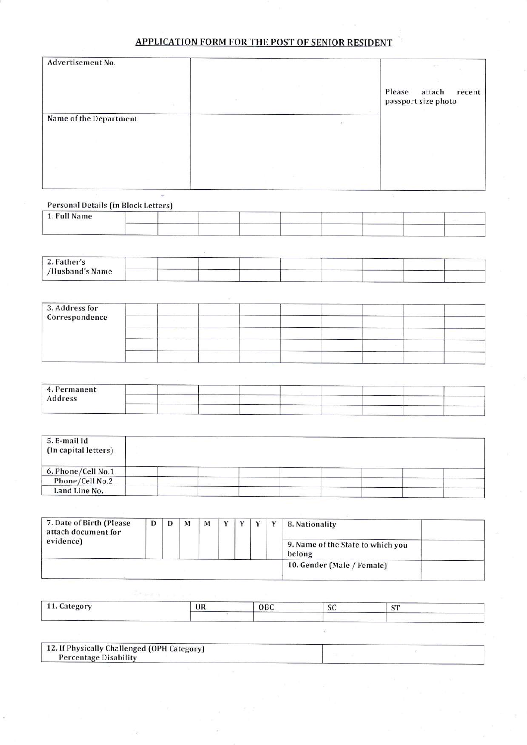## APPLICATION FORM FOR THE POST OF SENIOR RESIDENT

| Advertisement No. | | Please attach recent passport size photo |
|---|---|---|
| Name of the Department | | |

**Personal Details (in Block Letters)**

| 1. Full Name | | | | | | | | | |
|---|---|---|---|---|---|---|---|---|---|
| | | | | | | | | | |

| 2. Father's /Husband's Name | | | | | | | | | |
|---|---|---|---|---|---|---|---|---|---|
| | | | | | | | | | |

| 3. Address for Correspondence | | | | | | | | | |
|---|---|---|---|---|---|---|---|---|---|
| | | | | | | | | | |
| | | | | | | | | | |
| | | | | | | | | | |
| | | | | | | | | | |

| 4. Permanent Address | | | | | | | | | |
|---|---|---|---|---|---|---|---|---|---|
| | | | | | | | | | |
| | | | | | | | | | |

| 5. E-mail Id (In capital letters) | | | | | | | | | |
|---|---|---|---|---|---|---|---|---|---|
| 6. Phone/Cell No.1 | | | | | | | | | |
| Phone/Cell No.2 | | | | | | | | | |
| Land Line No. | | | | | | | | | |

| 7. Date of Birth (Please attach document for evidence) | D | D | M | M | Y | Y | Y | Y | 8. Nationality | |
|---|---|---|---|---|---|---|---|---|---|---|
| | | | | | | | | | 9. Name of the State to which you belong | |
| | | | | | | | | | 10. Gender (Male / Female) | |

| 11. Category | UR | OBC | SC | ST |
|---|---|---|---|---|
| | | | | |

| 12. If Physically Challenged (OPH Category) Percentage Disability | |
|---|---|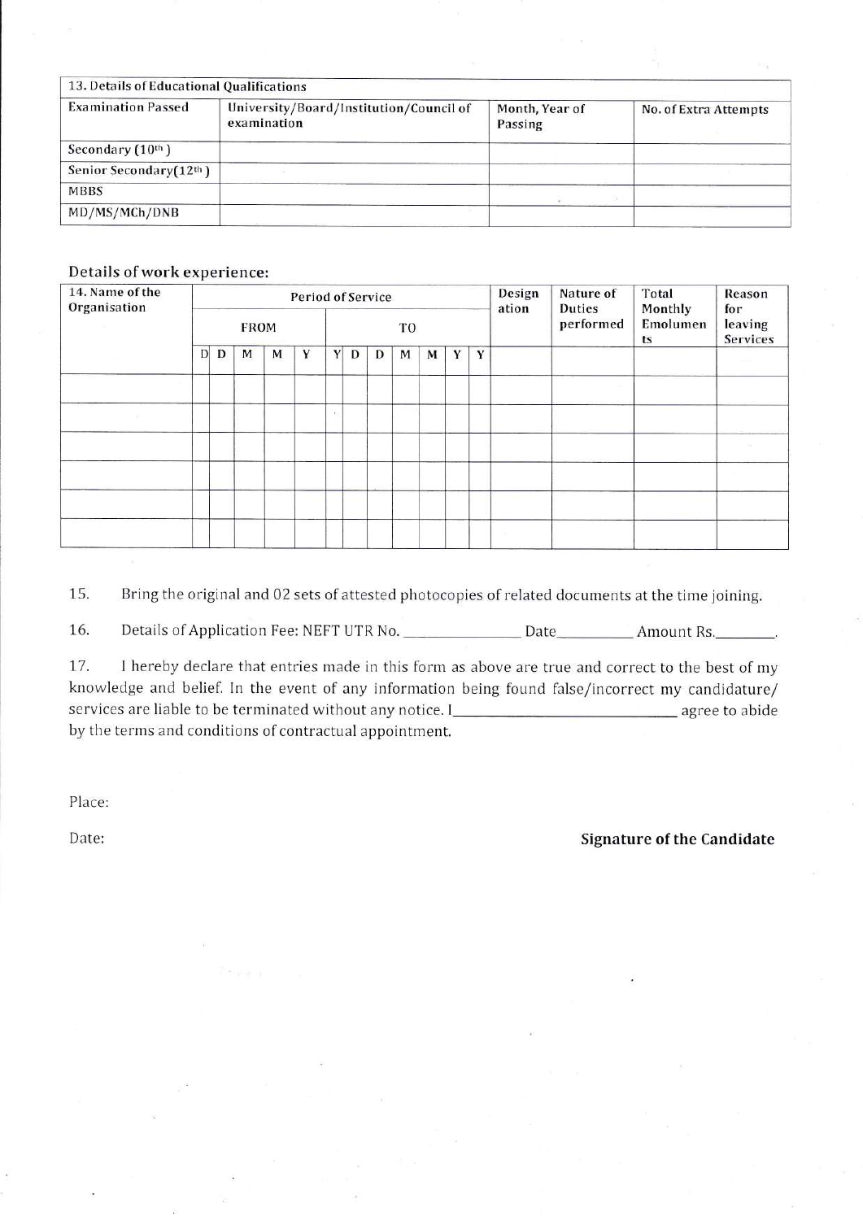| 13. Details of Educational Qualifications | | | |
|---|---|---|---|
| Examination Passed | University/Board/Institution/Council of examination | Month, Year of Passing | No. of Extra Attempts |
| Secondary (10th) | | | |
| Senior Secondary(12th) | | | |
| MBBS | | | |
| MD/MS/MCh/DNB | | | |

Details of work experience:

| 14. Name of the Organisation | Period of Service | | | | | | | | | | | | Designation | Nature of Duties performed | Total Monthly Emoluments | Reason for leaving Services |
|---|---|---|---|---|---|---|---|---|---|---|---|---|---|---|---|---|
| | FROM | | | | | | TO | | | | | | | | | |
| | D | D | M | M | Y | Y | D | D | M | M | Y | Y | | | | |
| | | | | | | | | | | | | | | | | |
| | | | | | | | | | | | | | | | | |
| | | | | | | | | | | | | | | | | |
| | | | | | | | | | | | | | | | | |
| | | | | | | | | | | | | | | | | |
| | | | | | | | | | | | | | | | | |

15. Bring the original and 02 sets of attested photocopies of related documents at the time joining.

16. Details of Application Fee: NEFT UTR No. _______________ Date__________ Amount Rs.________.

17. I hereby declare that entries made in this form as above are true and correct to the best of my knowledge and belief. In the event of any information being found false/incorrect my candidature/ services are liable to be terminated without any notice. I_____________________________ agree to abide by the terms and conditions of contractual appointment.

Place:

Date:

**Signature of the Candidate**